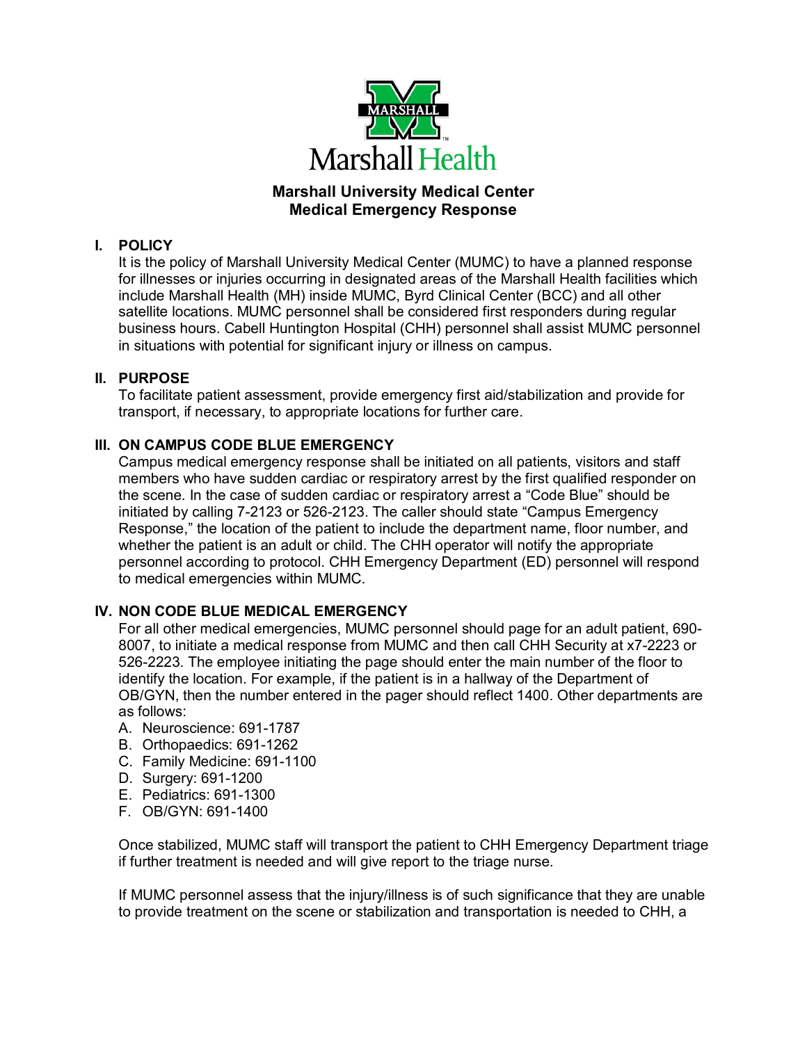Marshall Health

# Marshall University Medical Center
# Medical Emergency Response

## I. POLICY

It is the policy of Marshall University Medical Center (MUMC) to have a planned response for illnesses or injuries occurring in designated areas of the Marshall Health facilities which include Marshall Health (MH) inside MUMC, Byrd Clinical Center (BCC) and all other satellite locations. MUMC personnel shall be considered first responders during regular business hours. Cabell Huntington Hospital (CHH) personnel shall assist MUMC personnel in situations with potential for significant injury or illness on campus.

## II. PURPOSE

To facilitate patient assessment, provide emergency first aid/stabilization and provide for transport, if necessary, to appropriate locations for further care.

## III. ON CAMPUS CODE BLUE EMERGENCY

Campus medical emergency response shall be initiated on all patients, visitors and staff members who have sudden cardiac or respiratory arrest by the first qualified responder on the scene. In the case of sudden cardiac or respiratory arrest a "Code Blue" should be initiated by calling 7-2123 or 526-2123. The caller should state "Campus Emergency Response," the location of the patient to include the department name, floor number, and whether the patient is an adult or child. The CHH operator will notify the appropriate personnel according to protocol. CHH Emergency Department (ED) personnel will respond to medical emergencies within MUMC.

## IV. NON CODE BLUE MEDICAL EMERGENCY

For all other medical emergencies, MUMC personnel should page for an adult patient, 690-8007, to initiate a medical response from MUMC and then call CHH Security at x7-2223 or 526-2223. The employee initiating the page should enter the main number of the floor to identify the location. For example, if the patient is in a hallway of the Department of OB/GYN, then the number entered in the pager should reflect 1400. Other departments are as follows:

A. Neuroscience: 691-1787
B. Orthopaedics: 691-1262
C. Family Medicine: 691-1100
D. Surgery: 691-1200
E. Pediatrics: 691-1300
F. OB/GYN: 691-1400

Once stabilized, MUMC staff will transport the patient to CHH Emergency Department triage if further treatment is needed and will give report to the triage nurse.

If MUMC personnel assess that the injury/illness is of such significance that they are unable to provide treatment on the scene or stabilization and transportation is needed to CHH, a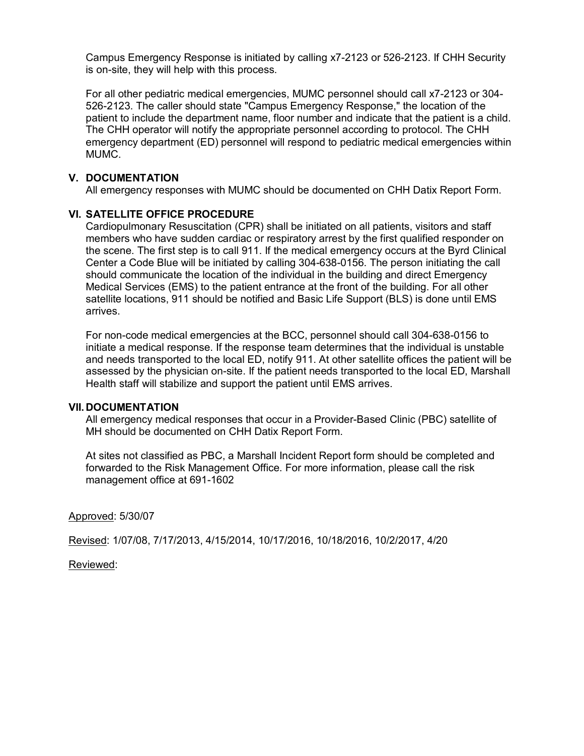Campus Emergency Response is initiated by calling x7-2123 or 526-2123. If CHH Security is on-site, they will help with this process.

For all other pediatric medical emergencies, MUMC personnel should call x7-2123 or 304-526-2123. The caller should state "Campus Emergency Response," the location of the patient to include the department name, floor number and indicate that the patient is a child. The CHH operator will notify the appropriate personnel according to protocol. The CHH emergency department (ED) personnel will respond to pediatric medical emergencies within MUMC.

## V. DOCUMENTATION

All emergency responses with MUMC should be documented on CHH Datix Report Form.

## VI. SATELLITE OFFICE PROCEDURE

Cardiopulmonary Resuscitation (CPR) shall be initiated on all patients, visitors and staff members who have sudden cardiac or respiratory arrest by the first qualified responder on the scene. The first step is to call 911. If the medical emergency occurs at the Byrd Clinical Center a Code Blue will be initiated by calling 304-638-0156. The person initiating the call should communicate the location of the individual in the building and direct Emergency Medical Services (EMS) to the patient entrance at the front of the building. For all other satellite locations, 911 should be notified and Basic Life Support (BLS) is done until EMS arrives.

For non-code medical emergencies at the BCC, personnel should call 304-638-0156 to initiate a medical response. If the response team determines that the individual is unstable and needs transported to the local ED, notify 911. At other satellite offices the patient will be assessed by the physician on-site. If the patient needs transported to the local ED, Marshall Health staff will stabilize and support the patient until EMS arrives.

## VII. DOCUMENTATION

All emergency medical responses that occur in a Provider-Based Clinic (PBC) satellite of MH should be documented on CHH Datix Report Form.

At sites not classified as PBC, a Marshall Incident Report form should be completed and forwarded to the Risk Management Office. For more information, please call the risk management office at 691-1602

Approved: 5/30/07

Revised: 1/07/08, 7/17/2013, 4/15/2014, 10/17/2016, 10/18/2016, 10/2/2017, 4/20

Reviewed: